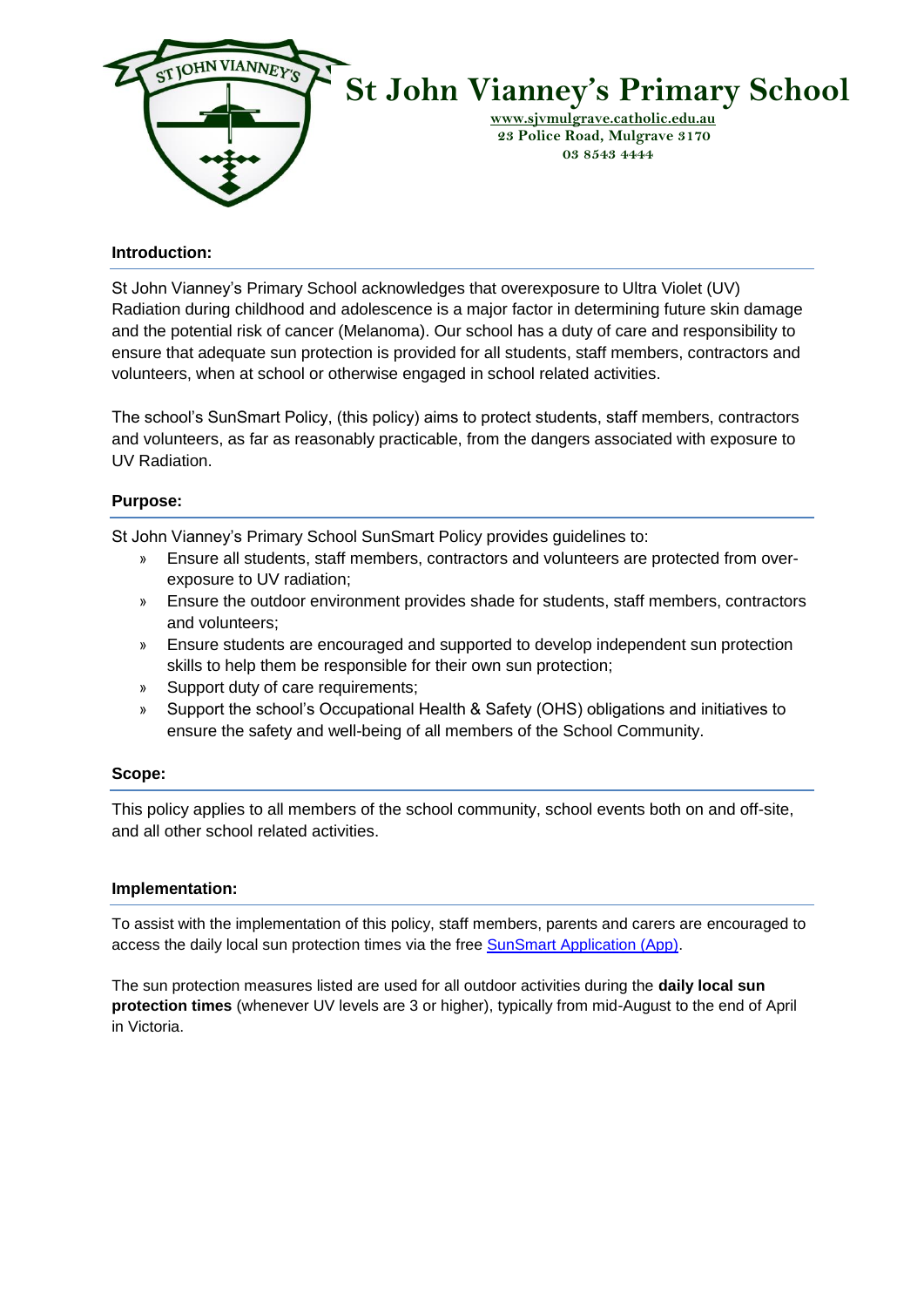# St John Vianney's Primary School

www.sjvmulgrave.catholic.edu.au
23 Police Road, Mulgrave 3170
03 8543 4444

**Introduction:**

St John Vianney's Primary School acknowledges that overexposure to Ultra Violet (UV) Radiation during childhood and adolescence is a major factor in determining future skin damage and the potential risk of cancer (Melanoma). Our school has a duty of care and responsibility to ensure that adequate sun protection is provided for all students, staff members, contractors and volunteers, when at school or otherwise engaged in school related activities.

The school's SunSmart Policy, (this policy) aims to protect students, staff members, contractors and volunteers, as far as reasonably practicable, from the dangers associated with exposure to UV Radiation.

**Purpose:**

St John Vianney's Primary School SunSmart Policy provides guidelines to:

- Ensure all students, staff members, contractors and volunteers are protected from over-exposure to UV radiation;
- Ensure the outdoor environment provides shade for students, staff members, contractors and volunteers;
- Ensure students are encouraged and supported to develop independent sun protection skills to help them be responsible for their own sun protection;
- Support duty of care requirements;
- Support the school's Occupational Health & Safety (OHS) obligations and initiatives to ensure the safety and well-being of all members of the School Community.

**Scope:**

This policy applies to all members of the school community, school events both on and off-site, and all other school related activities.

**Implementation:**

To assist with the implementation of this policy, staff members, parents and carers are encouraged to access the daily local sun protection times via the free SunSmart Application (App).

The sun protection measures listed are used for all outdoor activities during the **daily local sun protection times** (whenever UV levels are 3 or higher), typically from mid-August to the end of April in Victoria.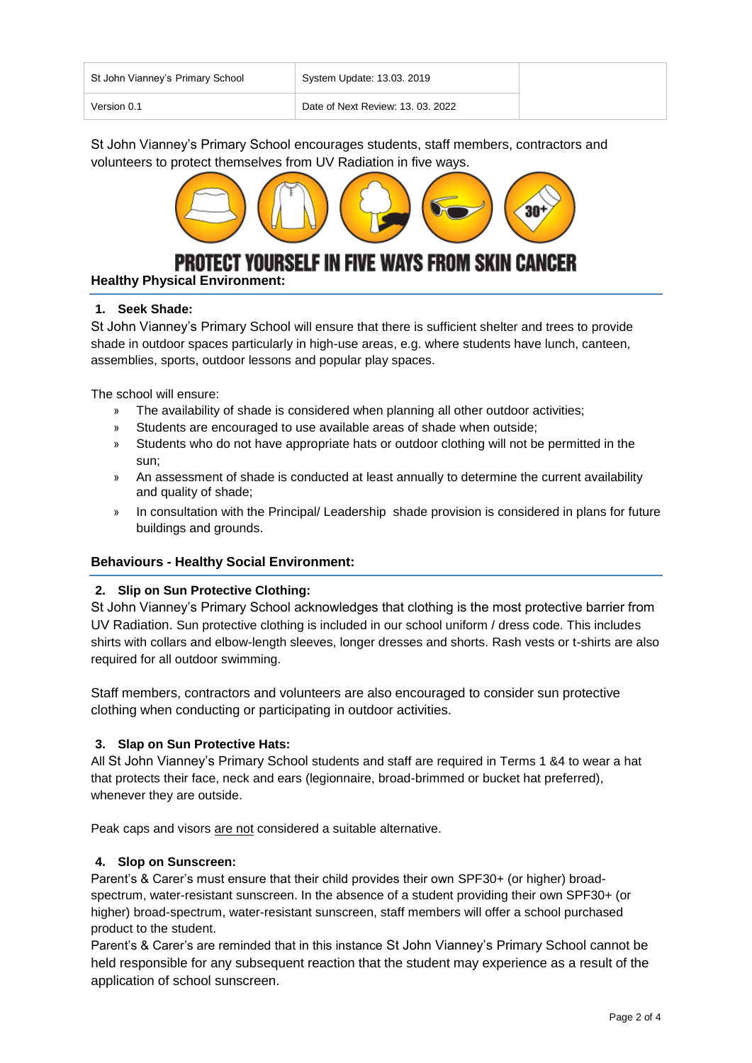| St John Vianney's Primary School | System Update: 13.03. 2019 | |
|---|---|---|
| Version 0.1 | Date of Next Review: 13. 03. 2022 | |

St John Vianney's Primary School encourages students, staff members, contractors and volunteers to protect themselves from UV Radiation in five ways.

**PROTECT YOURSELF IN FIVE WAYS FROM SKIN CANCER**

## Healthy Physical Environment:

### 1. Seek Shade:

St John Vianney's Primary School will ensure that there is sufficient shelter and trees to provide shade in outdoor spaces particularly in high-use areas, e.g. where students have lunch, canteen, assemblies, sports, outdoor lessons and popular play spaces.

The school will ensure:

- The availability of shade is considered when planning all other outdoor activities;
- Students are encouraged to use available areas of shade when outside;
- Students who do not have appropriate hats or outdoor clothing will not be permitted in the sun;
- An assessment of shade is conducted at least annually to determine the current availability and quality of shade;
- In consultation with the Principal/ Leadership shade provision is considered in plans for future buildings and grounds.

## Behaviours - Healthy Social Environment:

### 2. Slip on Sun Protective Clothing:

St John Vianney's Primary School acknowledges that clothing is the most protective barrier from UV Radiation. Sun protective clothing is included in our school uniform / dress code. This includes shirts with collars and elbow-length sleeves, longer dresses and shorts. Rash vests or t-shirts are also required for all outdoor swimming.

Staff members, contractors and volunteers are also encouraged to consider sun protective clothing when conducting or participating in outdoor activities.

### 3. Slap on Sun Protective Hats:

All St John Vianney's Primary School students and staff are required in Terms 1 &4 to wear a hat that protects their face, neck and ears (legionnaire, broad-brimmed or bucket hat preferred), whenever they are outside.

Peak caps and visors are not considered a suitable alternative.

### 4. Slop on Sunscreen:

Parent's & Carer's must ensure that their child provides their own SPF30+ (or higher) broad-spectrum, water-resistant sunscreen. In the absence of a student providing their own SPF30+ (or higher) broad-spectrum, water-resistant sunscreen, staff members will offer a school purchased product to the student.

Parent's & Carer's are reminded that in this instance St John Vianney's Primary School cannot be held responsible for any subsequent reaction that the student may experience as a result of the application of school sunscreen.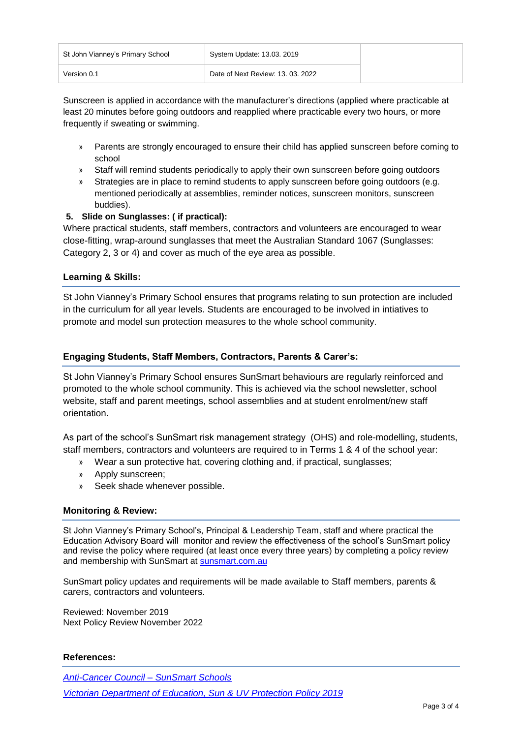Sunscreen is applied in accordance with the manufacturer's directions (applied where practicable at least 20 minutes before going outdoors and reapplied where practicable every two hours, or more frequently if sweating or swimming.

- Parents are strongly encouraged to ensure their child has applied sunscreen before coming to school
- Staff will remind students periodically to apply their own sunscreen before going outdoors
- Strategies are in place to remind students to apply sunscreen before going outdoors (e.g. mentioned periodically at assemblies, reminder notices, sunscreen monitors, sunscreen buddies).

**5. Slide on Sunglasses: ( if practical):**

Where practical students, staff members, contractors and volunteers are encouraged to wear close-fitting, wrap-around sunglasses that meet the Australian Standard 1067 (Sunglasses: Category 2, 3 or 4) and cover as much of the eye area as possible.

### Learning & Skills:

St John Vianney's Primary School ensures that programs relating to sun protection are included in the curriculum for all year levels. Students are encouraged to be involved in intiatives to promote and model sun protection measures to the whole school community.

### Engaging Students, Staff Members, Contractors, Parents & Carer's:

St John Vianney's Primary School ensures SunSmart behaviours are regularly reinforced and promoted to the whole school community. This is achieved via the school newsletter, school website, staff and parent meetings, school assemblies and at student enrolment/new staff orientation.

As part of the school's SunSmart risk management strategy (OHS) and role-modelling, students, staff members, contractors and volunteers are required to in Terms 1 & 4 of the school year:

- Wear a sun protective hat, covering clothing and, if practical, sunglasses;
- Apply sunscreen;
- Seek shade whenever possible.

### Monitoring & Review:

St John Vianney's Primary School's, Principal & Leadership Team, staff and where practical the Education Advisory Board will monitor and review the effectiveness of the school's SunSmart policy and revise the policy where required (at least once every three years) by completing a policy review and membership with SunSmart at [sunsmart.com.au](sunsmart.com.au)

SunSmart policy updates and requirements will be made available to Staff members, parents & carers, contractors and volunteers.

Reviewed: November 2019
Next Policy Review November 2022

### References:

*Anti-Cancer Council – SunSmart Schools*

*Victorian Department of Education, Sun & UV Protection Policy 2019*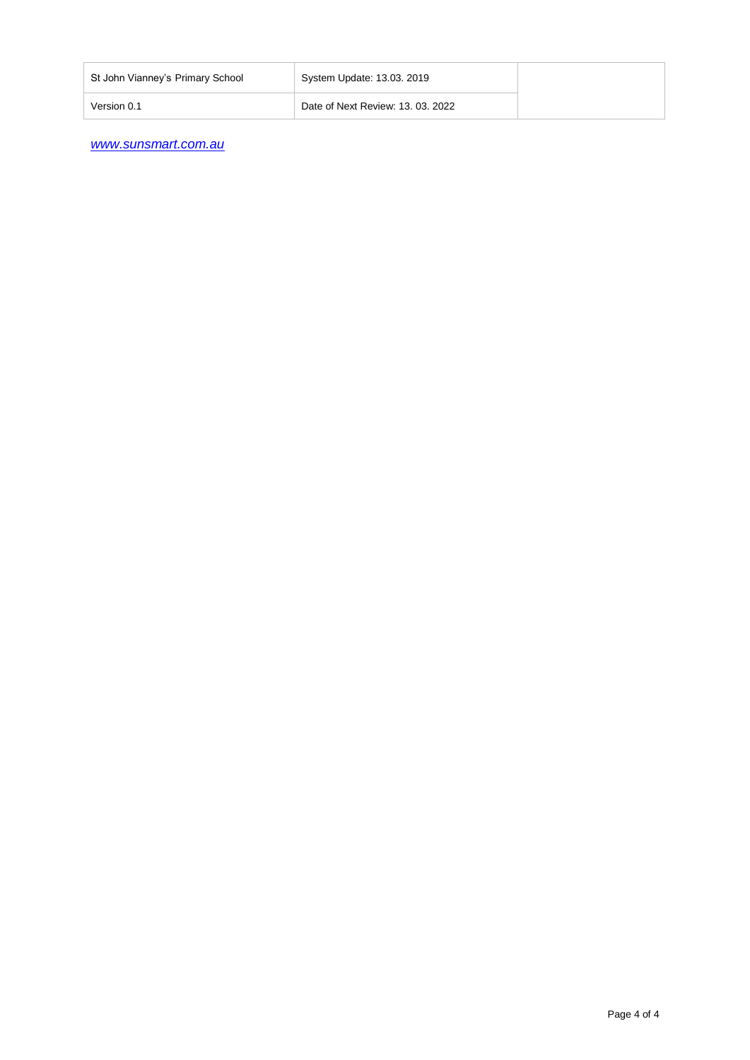| | | |
|---|---|---|
| St John Vianney's Primary School | System Update: 13.03. 2019 | |
| Version 0.1 | Date of Next Review: 13. 03. 2022 | |

*www.sunsmart.com.au*